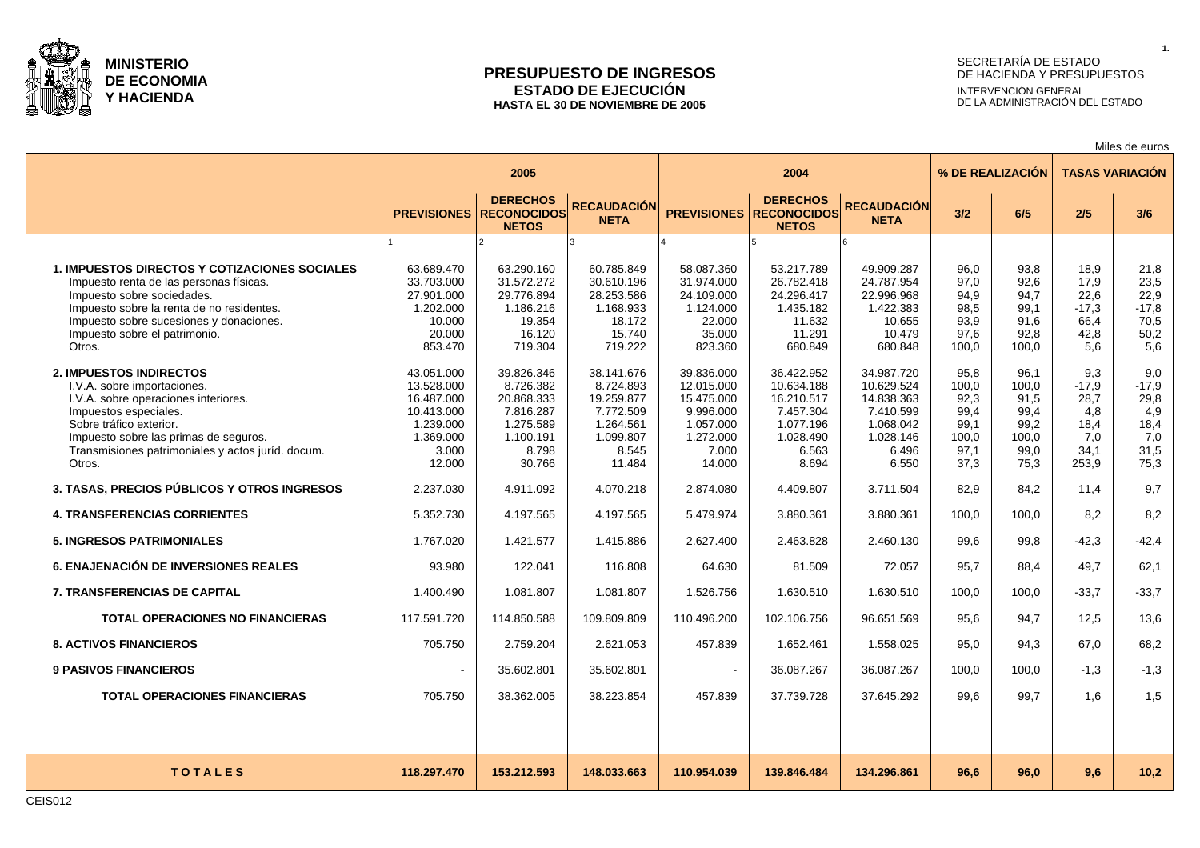**MINISTERIO DE ECONOMIA Y HACIENDA**

# PRESUPUESTO DE INGRESOS
## ESTADO DE EJECUCIÓN
### HASTA EL 30 DE NOVIEMBRE DE 2005

SECRETARÍA DE ESTADO DE HACIENDA Y PRESUPUESTOS
INTERVENCIÓN GENERAL DE LA ADMINISTRACIÓN DEL ESTADO

Miles de euros

| | 2005 | | | 2004 | | | % DE REALIZACIÓN | | TASAS VARIACIÓN | |
|---|---|---|---|---|---|---|---|---|---|---|
| | PREVISIONES | DERECHOS RECONOCIDOS NETOS | RECAUDACIÓN NETA | PREVISIONES | DERECHOS RECONOCIDOS NETOS | RECAUDACIÓN NETA | 3/2 | 6/5 | 2/5 | 3/6 |
| | 1 | 2 | 3 | 4 | 5 | 6 | | | | |
| **1. IMPUESTOS DIRECTOS Y COTIZACIONES SOCIALES** | 63.689.470 | 63.290.160 | 60.785.849 | 58.087.360 | 53.217.789 | 49.909.287 | 96,0 | 93,8 | 18,9 | 21,8 |
| Impuesto renta de las personas físicas. | 33.703.000 | 31.572.272 | 30.610.196 | 31.974.000 | 26.782.418 | 24.787.954 | 97,0 | 92,6 | 17,9 | 23,5 |
| Impuesto sobre sociedades. | 27.901.000 | 29.776.894 | 28.253.586 | 24.109.000 | 24.296.417 | 22.996.968 | 94,9 | 94,7 | 22,6 | 22,9 |
| Impuesto sobre la renta de no residentes. | 1.202.000 | 1.186.216 | 1.168.933 | 1.124.000 | 1.435.182 | 1.422.383 | 98,5 | 99,1 | -17,3 | -17,8 |
| Impuesto sobre sucesiones y donaciones. | 10.000 | 19.354 | 18.172 | 22.000 | 11.632 | 10.655 | 93,9 | 91,6 | 66,4 | 70,5 |
| Impuesto sobre el patrimonio. | 20.000 | 16.120 | 15.740 | 35.000 | 11.291 | 10.479 | 97,6 | 92,8 | 42,8 | 50,2 |
| Otros. | 853.470 | 719.304 | 719.222 | 823.360 | 680.849 | 680.848 | 100,0 | 100,0 | 5,6 | 5,6 |
| **2. IMPUESTOS INDIRECTOS** | 43.051.000 | 39.826.346 | 38.141.676 | 39.836.000 | 36.422.952 | 34.987.720 | 95,8 | 96,1 | 9,3 | 9,0 |
| I.V.A. sobre importaciones. | 13.528.000 | 8.726.382 | 8.724.893 | 12.015.000 | 10.634.188 | 10.629.524 | 100,0 | 100,0 | -17,9 | -17,9 |
| I.V.A. sobre operaciones interiores. | 16.487.000 | 20.868.333 | 19.259.877 | 15.475.000 | 16.210.517 | 14.838.363 | 92,3 | 91,5 | 28,7 | 29,8 |
| Impuestos especiales. | 10.413.000 | 7.816.287 | 7.772.509 | 9.996.000 | 7.457.304 | 7.410.599 | 99,4 | 99,4 | 4,8 | 4,9 |
| Sobre tráfico exterior. | 1.239.000 | 1.275.589 | 1.264.561 | 1.057.000 | 1.077.196 | 1.068.042 | 99,1 | 99,2 | 18,4 | 18,4 |
| Impuesto sobre las primas de seguros. | 1.369.000 | 1.100.191 | 1.099.807 | 1.272.000 | 1.028.490 | 1.028.146 | 100,0 | 100,0 | 7,0 | 7,0 |
| Transmisiones patrimoniales y actos juríd. docum. | 3.000 | 8.798 | 8.545 | 7.000 | 6.563 | 6.496 | 97,1 | 99,0 | 34,1 | 31,5 |
| Otros. | 12.000 | 30.766 | 11.484 | 14.000 | 8.694 | 6.550 | 37,3 | 75,3 | 253,9 | 75,3 |
| **3. TASAS, PRECIOS PÚBLICOS Y OTROS INGRESOS** | 2.237.030 | 4.911.092 | 4.070.218 | 2.874.080 | 4.409.807 | 3.711.504 | 82,9 | 84,2 | 11,4 | 9,7 |
| **4. TRANSFERENCIAS CORRIENTES** | 5.352.730 | 4.197.565 | 4.197.565 | 5.479.974 | 3.880.361 | 3.880.361 | 100,0 | 100,0 | 8,2 | 8,2 |
| **5. INGRESOS PATRIMONIALES** | 1.767.020 | 1.421.577 | 1.415.886 | 2.627.400 | 2.463.828 | 2.460.130 | 99,6 | 99,8 | -42,3 | -42,4 |
| **6. ENAJENACIÓN DE INVERSIONES REALES** | 93.980 | 122.041 | 116.808 | 64.630 | 81.509 | 72.057 | 95,7 | 88,4 | 49,7 | 62,1 |
| **7. TRANSFERENCIAS DE CAPITAL** | 1.400.490 | 1.081.807 | 1.081.807 | 1.526.756 | 1.630.510 | 1.630.510 | 100,0 | 100,0 | -33,7 | -33,7 |
| **TOTAL OPERACIONES NO FINANCIERAS** | 117.591.720 | 114.850.588 | 109.809.809 | 110.496.200 | 102.106.756 | 96.651.569 | 95,6 | 94,7 | 12,5 | 13,6 |
| **8. ACTIVOS FINANCIEROS** | 705.750 | 2.759.204 | 2.621.053 | 457.839 | 1.652.461 | 1.558.025 | 95,0 | 94,3 | 67,0 | 68,2 |
| **9 PASIVOS FINANCIEROS** | - | 35.602.801 | 35.602.801 | - | 36.087.267 | 36.087.267 | 100,0 | 100,0 | -1,3 | -1,3 |
| **TOTAL OPERACIONES FINANCIERAS** | 705.750 | 38.362.005 | 38.223.854 | 457.839 | 37.739.728 | 37.645.292 | 99,6 | 99,7 | 1,6 | 1,5 |
| **T O T A L E S** | **118.297.470** | **153.212.593** | **148.033.663** | **110.954.039** | **139.846.484** | **134.296.861** | **96,6** | **96,0** | **9,6** | **10,2** |

CEIS012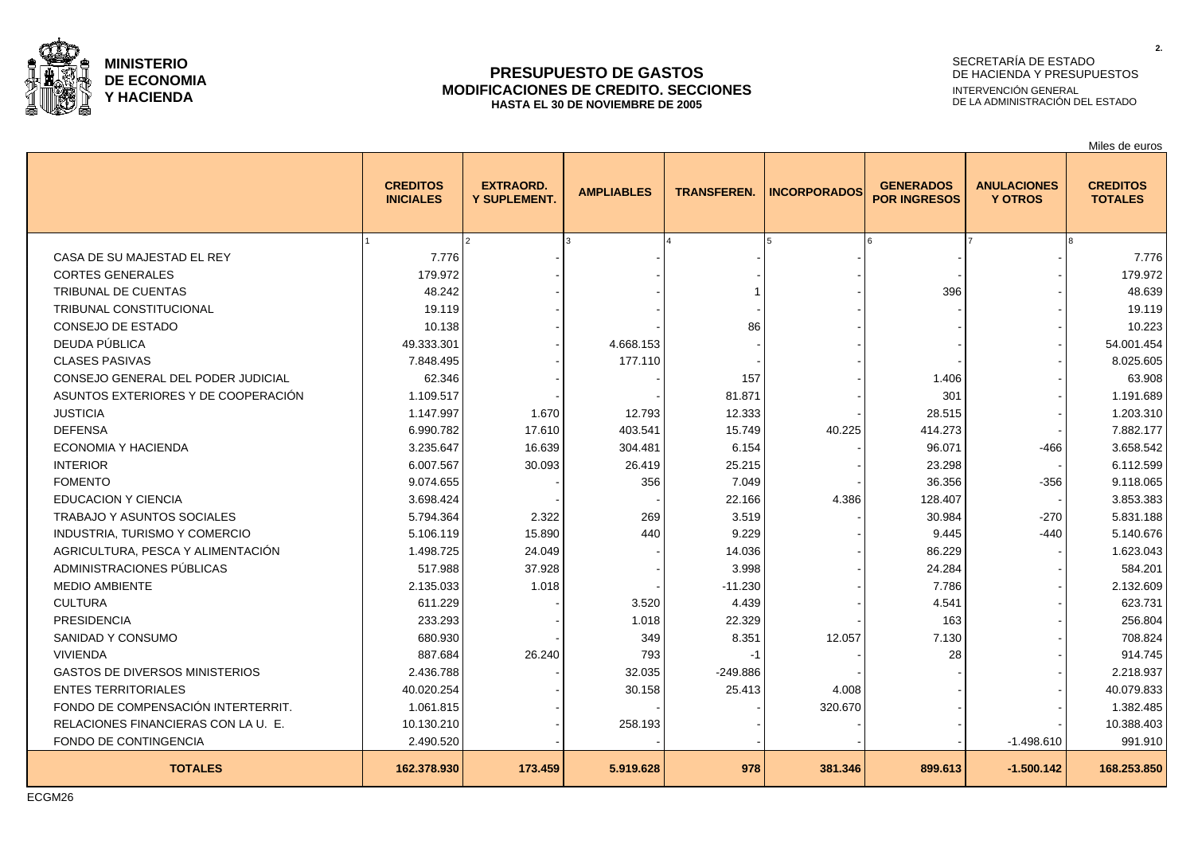**MINISTERIO DE ECONOMIA Y HACIENDA**

# PRESUPUESTO DE GASTOS
## MODIFICACIONES DE CREDITO. SECCIONES
**HASTA EL 30 DE NOVIEMBRE DE 2005**

SECRETARÍA DE ESTADO DE HACIENDA Y PRESUPUESTOS
INTERVENCIÓN GENERAL DE LA ADMINISTRACIÓN DEL ESTADO

Miles de euros

| | CREDITOS INICIALES | EXTRAORD. Y SUPLEMENT. | AMPLIABLES | TRANSFEREN. | INCORPORADOS | GENERADOS POR INGRESOS | ANULACIONES Y OTROS | CREDITOS TOTALES |
|---|---|---|---|---|---|---|---|---|
| | 1 | 2 | 3 | 4 | 5 | 6 | 7 | 8 |
| CASA DE SU MAJESTAD EL REY | 7.776 | - | - | - | - | - | - | 7.776 |
| CORTES GENERALES | 179.972 | - | - | - | - | - | - | 179.972 |
| TRIBUNAL DE CUENTAS | 48.242 | - | - | 1 | - | 396 | - | 48.639 |
| TRIBUNAL CONSTITUCIONAL | 19.119 | - | - | - | - | - | - | 19.119 |
| CONSEJO DE ESTADO | 10.138 | - | - | 86 | - | - | - | 10.223 |
| DEUDA PÚBLICA | 49.333.301 | - | 4.668.153 | - | - | - | - | 54.001.454 |
| CLASES PASIVAS | 7.848.495 | - | 177.110 | - | - | - | - | 8.025.605 |
| CONSEJO GENERAL DEL PODER JUDICIAL | 62.346 | - | - | 157 | - | 1.406 | - | 63.908 |
| ASUNTOS EXTERIORES Y DE COOPERACIÓN | 1.109.517 | - | - | 81.871 | - | 301 | - | 1.191.689 |
| JUSTICIA | 1.147.997 | 1.670 | 12.793 | 12.333 | - | 28.515 | - | 1.203.310 |
| DEFENSA | 6.990.782 | 17.610 | 403.541 | 15.749 | 40.225 | 414.273 | - | 7.882.177 |
| ECONOMIA Y HACIENDA | 3.235.647 | 16.639 | 304.481 | 6.154 | - | 96.071 | -466 | 3.658.542 |
| INTERIOR | 6.007.567 | 30.093 | 26.419 | 25.215 | - | 23.298 | - | 6.112.599 |
| FOMENTO | 9.074.655 | - | 356 | 7.049 | - | 36.356 | -356 | 9.118.065 |
| EDUCACION Y CIENCIA | 3.698.424 | - | - | 22.166 | 4.386 | 128.407 | - | 3.853.383 |
| TRABAJO Y ASUNTOS SOCIALES | 5.794.364 | 2.322 | 269 | 3.519 | - | 30.984 | -270 | 5.831.188 |
| INDUSTRIA, TURISMO Y COMERCIO | 5.106.119 | 15.890 | 440 | 9.229 | - | 9.445 | -440 | 5.140.676 |
| AGRICULTURA, PESCA Y ALIMENTACIÓN | 1.498.725 | 24.049 | - | 14.036 | - | 86.229 | - | 1.623.043 |
| ADMINISTRACIONES PÚBLICAS | 517.988 | 37.928 | - | 3.998 | - | 24.284 | - | 584.201 |
| MEDIO AMBIENTE | 2.135.033 | 1.018 | - | -11.230 | - | 7.786 | - | 2.132.609 |
| CULTURA | 611.229 | - | 3.520 | 4.439 | - | 4.541 | - | 623.731 |
| PRESIDENCIA | 233.293 | - | 1.018 | 22.329 | - | 163 | - | 256.804 |
| SANIDAD Y CONSUMO | 680.930 | - | 349 | 8.351 | 12.057 | 7.130 | - | 708.824 |
| VIVIENDA | 887.684 | 26.240 | 793 | -1 | - | 28 | - | 914.745 |
| GASTOS DE DIVERSOS MINISTERIOS | 2.436.788 | - | 32.035 | -249.886 | - | - | - | 2.218.937 |
| ENTES TERRITORIALES | 40.020.254 | - | 30.158 | 25.413 | 4.008 | - | - | 40.079.833 |
| FONDO DE COMPENSACIÓN INTERTERRIT. | 1.061.815 | - | - | - | 320.670 | - | - | 1.382.485 |
| RELACIONES FINANCIERAS CON LA U. E. | 10.130.210 | - | 258.193 | - | - | - | - | 10.388.403 |
| FONDO DE CONTINGENCIA | 2.490.520 | - | - | - | - | - | -1.498.610 | 991.910 |
| **TOTALES** | **162.378.930** | **173.459** | **5.919.628** | **978** | **381.346** | **899.613** | **-1.500.142** | **168.253.850** |

ECGM26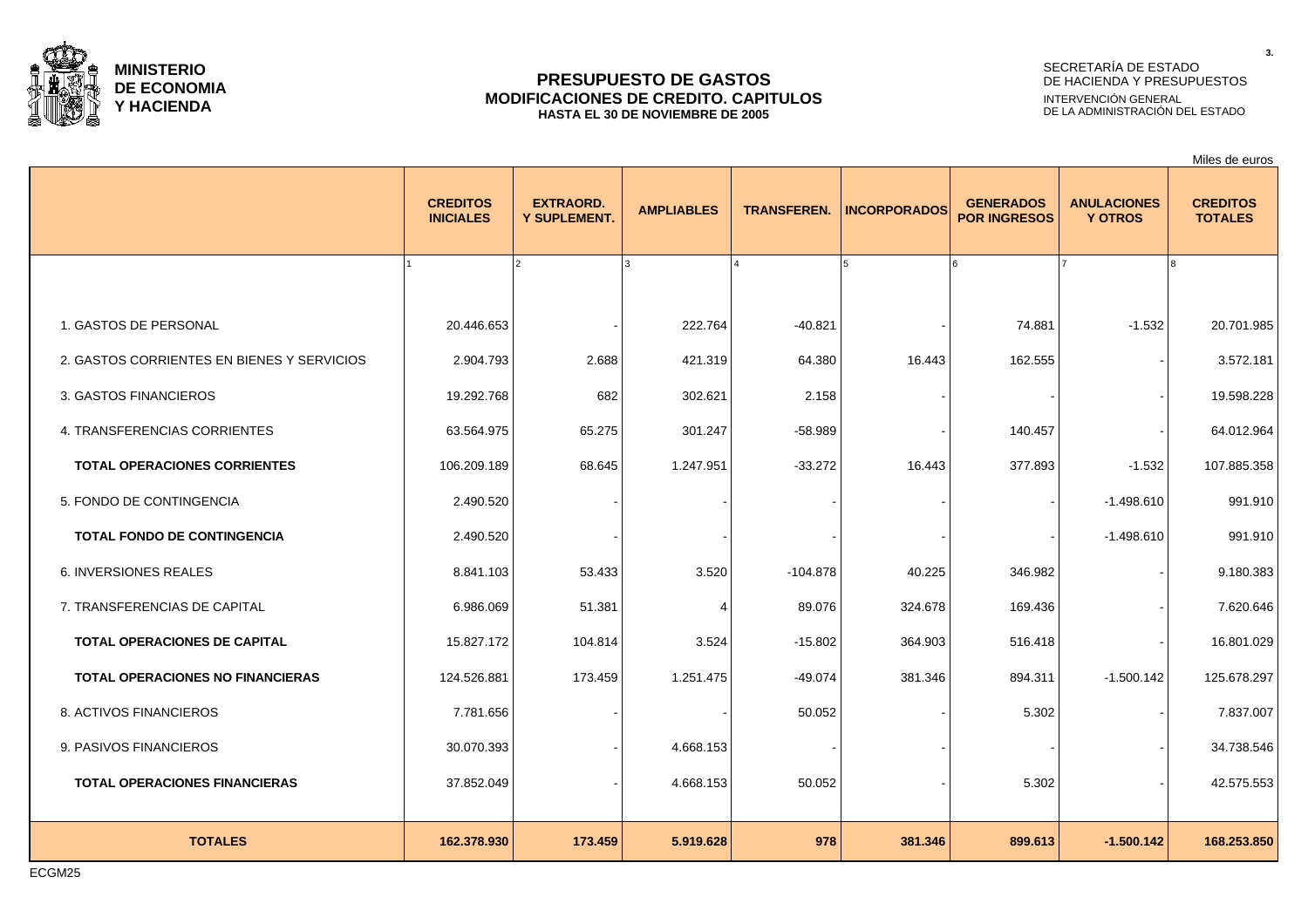**MINISTERIO DE ECONOMIA Y HACIENDA**

# PRESUPUESTO DE GASTOS
## MODIFICACIONES DE CREDITO. CAPITULOS
**HASTA EL 30 DE NOVIEMBRE DE 2005**

SECRETARÍA DE ESTADO DE HACIENDA Y PRESUPUESTOS
INTERVENCIÓN GENERAL DE LA ADMINISTRACIÓN DEL ESTADO

Miles de euros

| | CREDITOS INICIALES | EXTRAORD. Y SUPLEMENT. | AMPLIABLES | TRANSFEREN. | INCORPORADOS | GENERADOS POR INGRESOS | ANULACIONES Y OTROS | CREDITOS TOTALES |
|---|---|---|---|---|---|---|---|---|
| | 1 | 2 | 3 | 4 | 5 | 6 | 7 | 8 |
| 1. GASTOS DE PERSONAL | 20.446.653 | - | 222.764 | -40.821 | - | 74.881 | -1.532 | 20.701.985 |
| 2. GASTOS CORRIENTES EN BIENES Y SERVICIOS | 2.904.793 | 2.688 | 421.319 | 64.380 | 16.443 | 162.555 | - | 3.572.181 |
| 3. GASTOS FINANCIEROS | 19.292.768 | 682 | 302.621 | 2.158 | - | - | - | 19.598.228 |
| 4. TRANSFERENCIAS CORRIENTES | 63.564.975 | 65.275 | 301.247 | -58.989 | - | 140.457 | - | 64.012.964 |
| **TOTAL OPERACIONES CORRIENTES** | 106.209.189 | 68.645 | 1.247.951 | -33.272 | 16.443 | 377.893 | -1.532 | 107.885.358 |
| 5. FONDO DE CONTINGENCIA | 2.490.520 | - | - | - | - | - | -1.498.610 | 991.910 |
| **TOTAL FONDO DE CONTINGENCIA** | 2.490.520 | - | - | - | - | - | -1.498.610 | 991.910 |
| 6. INVERSIONES REALES | 8.841.103 | 53.433 | 3.520 | -104.878 | 40.225 | 346.982 | - | 9.180.383 |
| 7. TRANSFERENCIAS DE CAPITAL | 6.986.069 | 51.381 | 4 | 89.076 | 324.678 | 169.436 | - | 7.620.646 |
| **TOTAL OPERACIONES DE CAPITAL** | 15.827.172 | 104.814 | 3.524 | -15.802 | 364.903 | 516.418 | - | 16.801.029 |
| **TOTAL OPERACIONES NO FINANCIERAS** | 124.526.881 | 173.459 | 1.251.475 | -49.074 | 381.346 | 894.311 | -1.500.142 | 125.678.297 |
| 8. ACTIVOS FINANCIEROS | 7.781.656 | - | - | 50.052 | - | 5.302 | - | 7.837.007 |
| 9. PASIVOS FINANCIEROS | 30.070.393 | - | 4.668.153 | - | - | - | - | 34.738.546 |
| **TOTAL OPERACIONES FINANCIERAS** | 37.852.049 | - | 4.668.153 | 50.052 | - | 5.302 | - | 42.575.553 |
| **TOTALES** | **162.378.930** | **173.459** | **5.919.628** | **978** | **381.346** | **899.613** | **-1.500.142** | **168.253.850** |

ECGM25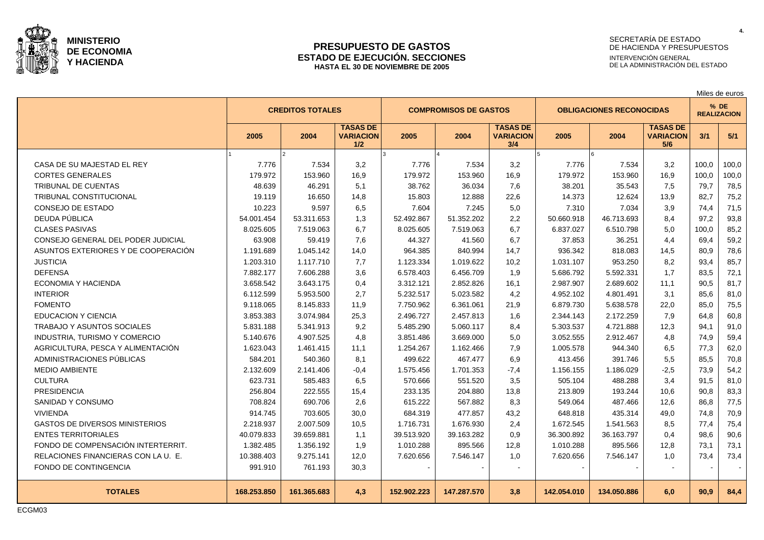**MINISTERIO DE ECONOMIA Y HACIENDA**

# PRESUPUESTO DE GASTOS
## ESTADO DE EJECUCIÓN. SECCIONES
### HASTA EL 30 DE NOVIEMBRE DE 2005

SECRETARÍA DE ESTADO DE HACIENDA Y PRESUPUESTOS
INTERVENCIÓN GENERAL DE LA ADMINISTRACIÓN DEL ESTADO

Miles de euros

| | CREDITOS TOTALES | | | COMPROMISOS DE GASTOS | | | OBLIGACIONES RECONOCIDAS | | | % DE REALIZACION | |
|---|---|---|---|---|---|---|---|---|---|---|---|
| | 2005 | 2004 | TASAS DE VARIACION 1/2 | 2005 | 2004 | TASAS DE VARIACION 3/4 | 2005 | 2004 | TASAS DE VARIACION 5/6 | 3/1 | 5/1 |
| | 1 | 2 | | 3 | 4 | | 5 | 6 | | | |
| CASA DE SU MAJESTAD EL REY | 7.776 | 7.534 | 3,2 | 7.776 | 7.534 | 3,2 | 7.776 | 7.534 | 3,2 | 100,0 | 100,0 |
| CORTES GENERALES | 179.972 | 153.960 | 16,9 | 179.972 | 153.960 | 16,9 | 179.972 | 153.960 | 16,9 | 100,0 | 100,0 |
| TRIBUNAL DE CUENTAS | 48.639 | 46.291 | 5,1 | 38.762 | 36.034 | 7,6 | 38.201 | 35.543 | 7,5 | 79,7 | 78,5 |
| TRIBUNAL CONSTITUCIONAL | 19.119 | 16.650 | 14,8 | 15.803 | 12.888 | 22,6 | 14.373 | 12.624 | 13,9 | 82,7 | 75,2 |
| CONSEJO DE ESTADO | 10.223 | 9.597 | 6,5 | 7.604 | 7.245 | 5,0 | 7.310 | 7.034 | 3,9 | 74,4 | 71,5 |
| DEUDA PÚBLICA | 54.001.454 | 53.311.653 | 1,3 | 52.492.867 | 51.352.202 | 2,2 | 50.660.918 | 46.713.693 | 8,4 | 97,2 | 93,8 |
| CLASES PASIVAS | 8.025.605 | 7.519.063 | 6,7 | 8.025.605 | 7.519.063 | 6,7 | 6.837.027 | 6.510.798 | 5,0 | 100,0 | 85,2 |
| CONSEJO GENERAL DEL PODER JUDICIAL | 63.908 | 59.419 | 7,6 | 44.327 | 41.560 | 6,7 | 37.853 | 36.251 | 4,4 | 69,4 | 59,2 |
| ASUNTOS EXTERIORES Y DE COOPERACIÓN | 1.191.689 | 1.045.142 | 14,0 | 964.385 | 840.994 | 14,7 | 936.342 | 818.083 | 14,5 | 80,9 | 78,6 |
| JUSTICIA | 1.203.310 | 1.117.710 | 7,7 | 1.123.334 | 1.019.622 | 10,2 | 1.031.107 | 953.250 | 8,2 | 93,4 | 85,7 |
| DEFENSA | 7.882.177 | 7.606.288 | 3,6 | 6.578.403 | 6.456.709 | 1,9 | 5.686.792 | 5.592.331 | 1,7 | 83,5 | 72,1 |
| ECONOMIA Y HACIENDA | 3.658.542 | 3.643.175 | 0,4 | 3.312.121 | 2.852.826 | 16,1 | 2.987.907 | 2.689.602 | 11,1 | 90,5 | 81,7 |
| INTERIOR | 6.112.599 | 5.953.500 | 2,7 | 5.232.517 | 5.023.582 | 4,2 | 4.952.102 | 4.801.491 | 3,1 | 85,6 | 81,0 |
| FOMENTO | 9.118.065 | 8.145.833 | 11,9 | 7.750.962 | 6.361.061 | 21,9 | 6.879.730 | 5.638.578 | 22,0 | 85,0 | 75,5 |
| EDUCACION Y CIENCIA | 3.853.383 | 3.074.984 | 25,3 | 2.496.727 | 2.457.813 | 1,6 | 2.344.143 | 2.172.259 | 7,9 | 64,8 | 60,8 |
| TRABAJO Y ASUNTOS SOCIALES | 5.831.188 | 5.341.913 | 9,2 | 5.485.290 | 5.060.117 | 8,4 | 5.303.537 | 4.721.888 | 12,3 | 94,1 | 91,0 |
| INDUSTRIA, TURISMO Y COMERCIO | 5.140.676 | 4.907.525 | 4,8 | 3.851.486 | 3.669.000 | 5,0 | 3.052.555 | 2.912.467 | 4,8 | 74,9 | 59,4 |
| AGRICULTURA, PESCA Y ALIMENTACIÓN | 1.623.043 | 1.461.415 | 11,1 | 1.254.267 | 1.162.466 | 7,9 | 1.005.578 | 944.340 | 6,5 | 77,3 | 62,0 |
| ADMINISTRACIONES PÚBLICAS | 584.201 | 540.360 | 8,1 | 499.622 | 467.477 | 6,9 | 413.456 | 391.746 | 5,5 | 85,5 | 70,8 |
| MEDIO AMBIENTE | 2.132.609 | 2.141.406 | -0,4 | 1.575.456 | 1.701.353 | -7,4 | 1.156.155 | 1.186.029 | -2,5 | 73,9 | 54,2 |
| CULTURA | 623.731 | 585.483 | 6,5 | 570.666 | 551.520 | 3,5 | 505.104 | 488.288 | 3,4 | 91,5 | 81,0 |
| PRESIDENCIA | 256.804 | 222.555 | 15,4 | 233.135 | 204.880 | 13,8 | 213.809 | 193.244 | 10,6 | 90,8 | 83,3 |
| SANIDAD Y CONSUMO | 708.824 | 690.706 | 2,6 | 615.222 | 567.882 | 8,3 | 549.064 | 487.466 | 12,6 | 86,8 | 77,5 |
| VIVIENDA | 914.745 | 703.605 | 30,0 | 684.319 | 477.857 | 43,2 | 648.818 | 435.314 | 49,0 | 74,8 | 70,9 |
| GASTOS DE DIVERSOS MINISTERIOS | 2.218.937 | 2.007.509 | 10,5 | 1.716.731 | 1.676.930 | 2,4 | 1.672.545 | 1.541.563 | 8,5 | 77,4 | 75,4 |
| ENTES TERRITORIALES | 40.079.833 | 39.659.881 | 1,1 | 39.513.920 | 39.163.282 | 0,9 | 36.300.892 | 36.163.797 | 0,4 | 98,6 | 90,6 |
| FONDO DE COMPENSACIÓN INTERTERRIT. | 1.382.485 | 1.356.192 | 1,9 | 1.010.288 | 895.566 | 12,8 | 1.010.288 | 895.566 | 12,8 | 73,1 | 73,1 |
| RELACIONES FINANCIERAS CON LA U. E. | 10.388.403 | 9.275.141 | 12,0 | 7.620.656 | 7.546.147 | 1,0 | 7.620.656 | 7.546.147 | 1,0 | 73,4 | 73,4 |
| FONDO DE CONTINGENCIA | 991.910 | 761.193 | 30,3 | - | - | - | - | - | - | - | - |
| **TOTALES** | **168.253.850** | **161.365.683** | **4,3** | **152.902.223** | **147.287.570** | **3,8** | **142.054.010** | **134.050.886** | **6,0** | **90,9** | **84,4** |

ECGM03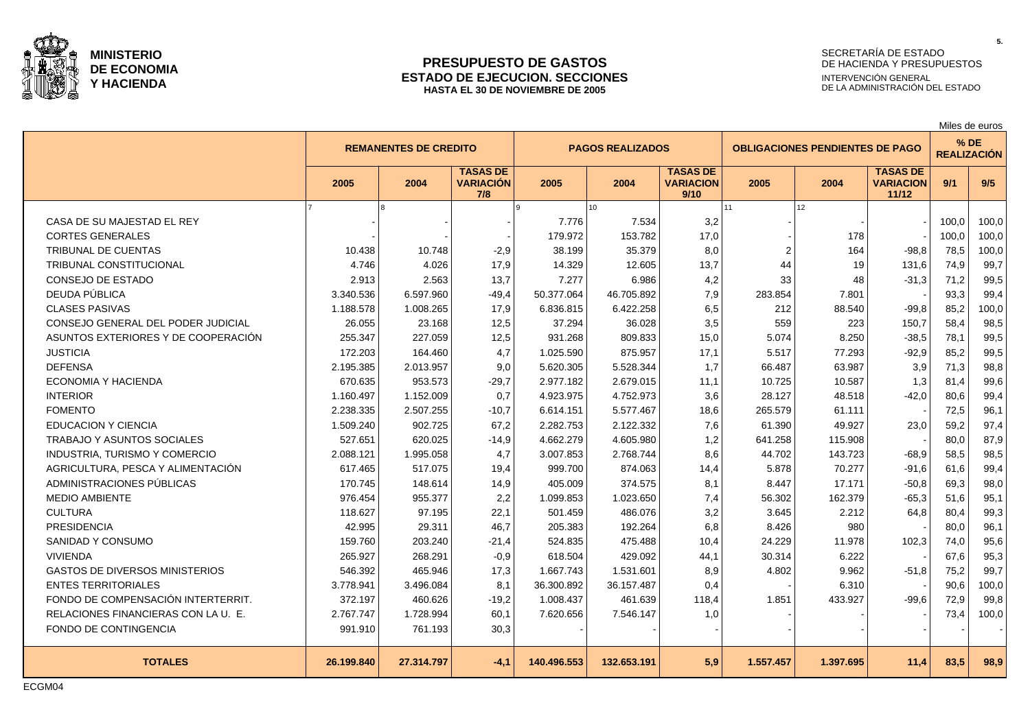**MINISTERIO DE ECONOMIA Y HACIENDA**

# PRESUPUESTO DE GASTOS
## ESTADO DE EJECUCION. SECCIONES
### HASTA EL 30 DE NOVIEMBRE DE 2005

SECRETARÍA DE ESTADO DE HACIENDA Y PRESUPUESTOS
INTERVENCIÓN GENERAL DE LA ADMINISTRACIÓN DEL ESTADO

Miles de euros

| | REMANENTES DE CREDITO | | | PAGOS REALIZADOS | | | OBLIGACIONES PENDIENTES DE PAGO | | | % DE REALIZACIÓN | |
|---|---|---|---|---|---|---|---|---|---|---|---|
| | 2005 | 2004 | TASAS DE VARIACIÓN 7/8 | 2005 | 2004 | TASAS DE VARIACION 9/10 | 2005 | 2004 | TASAS DE VARIACION 11/12 | 9/1 | 9/5 |
| | 7 | 8 | | 9 | 10 | | 11 | 12 | | | |
| CASA DE SU MAJESTAD EL REY | - | - | - | 7.776 | 7.534 | 3,2 | - | - | - | 100,0 | 100,0 |
| CORTES GENERALES | - | - | - | 179.972 | 153.782 | 17,0 | - | 178 | - | 100,0 | 100,0 |
| TRIBUNAL DE CUENTAS | 10.438 | 10.748 | -2,9 | 38.199 | 35.379 | 8,0 | 2 | 164 | -98,8 | 78,5 | 100,0 |
| TRIBUNAL CONSTITUCIONAL | 4.746 | 4.026 | 17,9 | 14.329 | 12.605 | 13,7 | 44 | 19 | 131,6 | 74,9 | 99,7 |
| CONSEJO DE ESTADO | 2.913 | 2.563 | 13,7 | 7.277 | 6.986 | 4,2 | 33 | 48 | -31,3 | 71,2 | 99,5 |
| DEUDA PÚBLICA | 3.340.536 | 6.597.960 | -49,4 | 50.377.064 | 46.705.892 | 7,9 | 283.854 | 7.801 | - | 93,3 | 99,4 |
| CLASES PASIVAS | 1.188.578 | 1.008.265 | 17,9 | 6.836.815 | 6.422.258 | 6,5 | 212 | 88.540 | -99,8 | 85,2 | 100,0 |
| CONSEJO GENERAL DEL PODER JUDICIAL | 26.055 | 23.168 | 12,5 | 37.294 | 36.028 | 3,5 | 559 | 223 | 150,7 | 58,4 | 98,5 |
| ASUNTOS EXTERIORES Y DE COOPERACIÓN | 255.347 | 227.059 | 12,5 | 931.268 | 809.833 | 15,0 | 5.074 | 8.250 | -38,5 | 78,1 | 99,5 |
| JUSTICIA | 172.203 | 164.460 | 4,7 | 1.025.590 | 875.957 | 17,1 | 5.517 | 77.293 | -92,9 | 85,2 | 99,5 |
| DEFENSA | 2.195.385 | 2.013.957 | 9,0 | 5.620.305 | 5.528.344 | 1,7 | 66.487 | 63.987 | 3,9 | 71,3 | 98,8 |
| ECONOMIA Y HACIENDA | 670.635 | 953.573 | -29,7 | 2.977.182 | 2.679.015 | 11,1 | 10.725 | 10.587 | 1,3 | 81,4 | 99,6 |
| INTERIOR | 1.160.497 | 1.152.009 | 0,7 | 4.923.975 | 4.752.973 | 3,6 | 28.127 | 48.518 | -42,0 | 80,6 | 99,4 |
| FOMENTO | 2.238.335 | 2.507.255 | -10,7 | 6.614.151 | 5.577.467 | 18,6 | 265.579 | 61.111 | - | 72,5 | 96,1 |
| EDUCACION Y CIENCIA | 1.509.240 | 902.725 | 67,2 | 2.282.753 | 2.122.332 | 7,6 | 61.390 | 49.927 | 23,0 | 59,2 | 97,4 |
| TRABAJO Y ASUNTOS SOCIALES | 527.651 | 620.025 | -14,9 | 4.662.279 | 4.605.980 | 1,2 | 641.258 | 115.908 | - | 80,0 | 87,9 |
| INDUSTRIA, TURISMO Y COMERCIO | 2.088.121 | 1.995.058 | 4,7 | 3.007.853 | 2.768.744 | 8,6 | 44.702 | 143.723 | -68,9 | 58,5 | 98,5 |
| AGRICULTURA, PESCA Y ALIMENTACIÓN | 617.465 | 517.075 | 19,4 | 999.700 | 874.063 | 14,4 | 5.878 | 70.277 | -91,6 | 61,6 | 99,4 |
| ADMINISTRACIONES PÚBLICAS | 170.745 | 148.614 | 14,9 | 405.009 | 374.575 | 8,1 | 8.447 | 17.171 | -50,8 | 69,3 | 98,0 |
| MEDIO AMBIENTE | 976.454 | 955.377 | 2,2 | 1.099.853 | 1.023.650 | 7,4 | 56.302 | 162.379 | -65,3 | 51,6 | 95,1 |
| CULTURA | 118.627 | 97.195 | 22,1 | 501.459 | 486.076 | 3,2 | 3.645 | 2.212 | 64,8 | 80,4 | 99,3 |
| PRESIDENCIA | 42.995 | 29.311 | 46,7 | 205.383 | 192.264 | 6,8 | 8.426 | 980 | - | 80,0 | 96,1 |
| SANIDAD Y CONSUMO | 159.760 | 203.240 | -21,4 | 524.835 | 475.488 | 10,4 | 24.229 | 11.978 | 102,3 | 74,0 | 95,6 |
| VIVIENDA | 265.927 | 268.291 | -0,9 | 618.504 | 429.092 | 44,1 | 30.314 | 6.222 | - | 67,6 | 95,3 |
| GASTOS DE DIVERSOS MINISTERIOS | 546.392 | 465.946 | 17,3 | 1.667.743 | 1.531.601 | 8,9 | 4.802 | 9.962 | -51,8 | 75,2 | 99,7 |
| ENTES TERRITORIALES | 3.778.941 | 3.496.084 | 8,1 | 36.300.892 | 36.157.487 | 0,4 | - | 6.310 | - | 90,6 | 100,0 |
| FONDO DE COMPENSACIÓN INTERTERRIT. | 372.197 | 460.626 | -19,2 | 1.008.437 | 461.639 | 118,4 | 1.851 | 433.927 | -99,6 | 72,9 | 99,8 |
| RELACIONES FINANCIERAS CON LA U. E. | 2.767.747 | 1.728.994 | 60,1 | 7.620.656 | 7.546.147 | 1,0 | - | - | - | 73,4 | 100,0 |
| FONDO DE CONTINGENCIA | 991.910 | 761.193 | 30,3 | - | - | - | - | - | - | - | - |
| **TOTALES** | **26.199.840** | **27.314.797** | **-4,1** | **140.496.553** | **132.653.191** | **5,9** | **1.557.457** | **1.397.695** | **11,4** | **83,5** | **98,9** |

ECGM04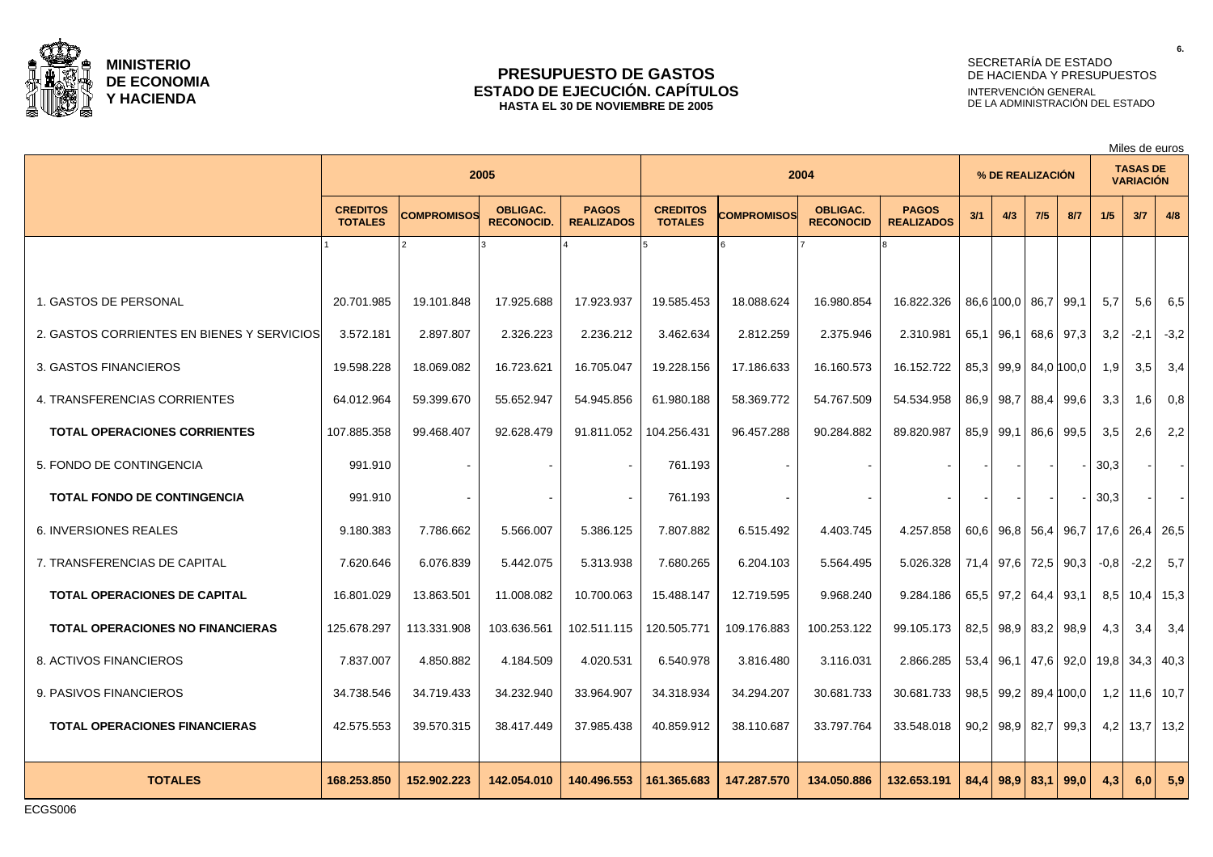**MINISTERIO DE ECONOMIA Y HACIENDA**

# PRESUPUESTO DE GASTOS
## ESTADO DE EJECUCIÓN. CAPÍTULOS
### HASTA EL 30 DE NOVIEMBRE DE 2005

SECRETARÍA DE ESTADO DE HACIENDA Y PRESUPUESTOS
INTERVENCIÓN GENERAL DE LA ADMINISTRACIÓN DEL ESTADO

Miles de euros

| | 2005 | | | | 2004 | | | | % DE REALIZACIÓN | | | | TASAS DE VARIACIÓN | | |
|---|---|---|---|---|---|---|---|---|---|---|---|---|---|---|---|
| | CREDITOS TOTALES | COMPROMISOS | OBLIGAC. RECONOCID. | PAGOS REALIZADOS | CREDITOS TOTALES | COMPROMISOS | OBLIGAC. RECONOCID | PAGOS REALIZADOS | 3/1 | 4/3 | 7/5 | 8/7 | 1/5 | 3/7 | 4/8 |
| | 1 | 2 | 3 | 4 | 5 | 6 | 7 | 8 | | | | | | | |
| 1. GASTOS DE PERSONAL | 20.701.985 | 19.101.848 | 17.925.688 | 17.923.937 | 19.585.453 | 18.088.624 | 16.980.854 | 16.822.326 | 86,6 | 100,0 | 86,7 | 99,1 | 5,7 | 5,6 | 6,5 |
| 2. GASTOS CORRIENTES EN BIENES Y SERVICIOS | 3.572.181 | 2.897.807 | 2.326.223 | 2.236.212 | 3.462.634 | 2.812.259 | 2.375.946 | 2.310.981 | 65,1 | 96,1 | 68,6 | 97,3 | 3,2 | -2,1 | -3,2 |
| 3. GASTOS FINANCIEROS | 19.598.228 | 18.069.082 | 16.723.621 | 16.705.047 | 19.228.156 | 17.186.633 | 16.160.573 | 16.152.722 | 85,3 | 99,9 | 84,0 | 100,0 | 1,9 | 3,5 | 3,4 |
| 4. TRANSFERENCIAS CORRIENTES | 64.012.964 | 59.399.670 | 55.652.947 | 54.945.856 | 61.980.188 | 58.369.772 | 54.767.509 | 54.534.958 | 86,9 | 98,7 | 88,4 | 99,6 | 3,3 | 1,6 | 0,8 |
| **TOTAL OPERACIONES CORRIENTES** | 107.885.358 | 99.468.407 | 92.628.479 | 91.811.052 | 104.256.431 | 96.457.288 | 90.284.882 | 89.820.987 | 85,9 | 99,1 | 86,6 | 99,5 | 3,5 | 2,6 | 2,2 |
| 5. FONDO DE CONTINGENCIA | 991.910 | - | - | - | 761.193 | - | - | - | - | - | - | - | 30,3 | - | - |
| **TOTAL FONDO DE CONTINGENCIA** | 991.910 | - | - | - | 761.193 | - | - | - | - | - | - | - | 30,3 | - | - |
| 6. INVERSIONES REALES | 9.180.383 | 7.786.662 | 5.566.007 | 5.386.125 | 7.807.882 | 6.515.492 | 4.403.745 | 4.257.858 | 60,6 | 96,8 | 56,4 | 96,7 | 17,6 | 26,4 | 26,5 |
| 7. TRANSFERENCIAS DE CAPITAL | 7.620.646 | 6.076.839 | 5.442.075 | 5.313.938 | 7.680.265 | 6.204.103 | 5.564.495 | 5.026.328 | 71,4 | 97,6 | 72,5 | 90,3 | -0,8 | -2,2 | 5,7 |
| **TOTAL OPERACIONES DE CAPITAL** | 16.801.029 | 13.863.501 | 11.008.082 | 10.700.063 | 15.488.147 | 12.719.595 | 9.968.240 | 9.284.186 | 65,5 | 97,2 | 64,4 | 93,1 | 8,5 | 10,4 | 15,3 |
| **TOTAL OPERACIONES NO FINANCIERAS** | 125.678.297 | 113.331.908 | 103.636.561 | 102.511.115 | 120.505.771 | 109.176.883 | 100.253.122 | 99.105.173 | 82,5 | 98,9 | 83,2 | 98,9 | 4,3 | 3,4 | 3,4 |
| 8. ACTIVOS FINANCIEROS | 7.837.007 | 4.850.882 | 4.184.509 | 4.020.531 | 6.540.978 | 3.816.480 | 3.116.031 | 2.866.285 | 53,4 | 96,1 | 47,6 | 92,0 | 19,8 | 34,3 | 40,3 |
| 9. PASIVOS FINANCIEROS | 34.738.546 | 34.719.433 | 34.232.940 | 33.964.907 | 34.318.934 | 34.294.207 | 30.681.733 | 30.681.733 | 98,5 | 99,2 | 89,4 | 100,0 | 1,2 | 11,6 | 10,7 |
| **TOTAL OPERACIONES FINANCIERAS** | 42.575.553 | 39.570.315 | 38.417.449 | 37.985.438 | 40.859.912 | 38.110.687 | 33.797.764 | 33.548.018 | 90,2 | 98,9 | 82,7 | 99,3 | 4,2 | 13,7 | 13,2 |
| **TOTALES** | **168.253.850** | **152.902.223** | **142.054.010** | **140.496.553** | **161.365.683** | **147.287.570** | **134.050.886** | **132.653.191** | **84,4** | **98,9** | **83,1** | **99,0** | **4,3** | **6,0** | **5,9** |

ECGS006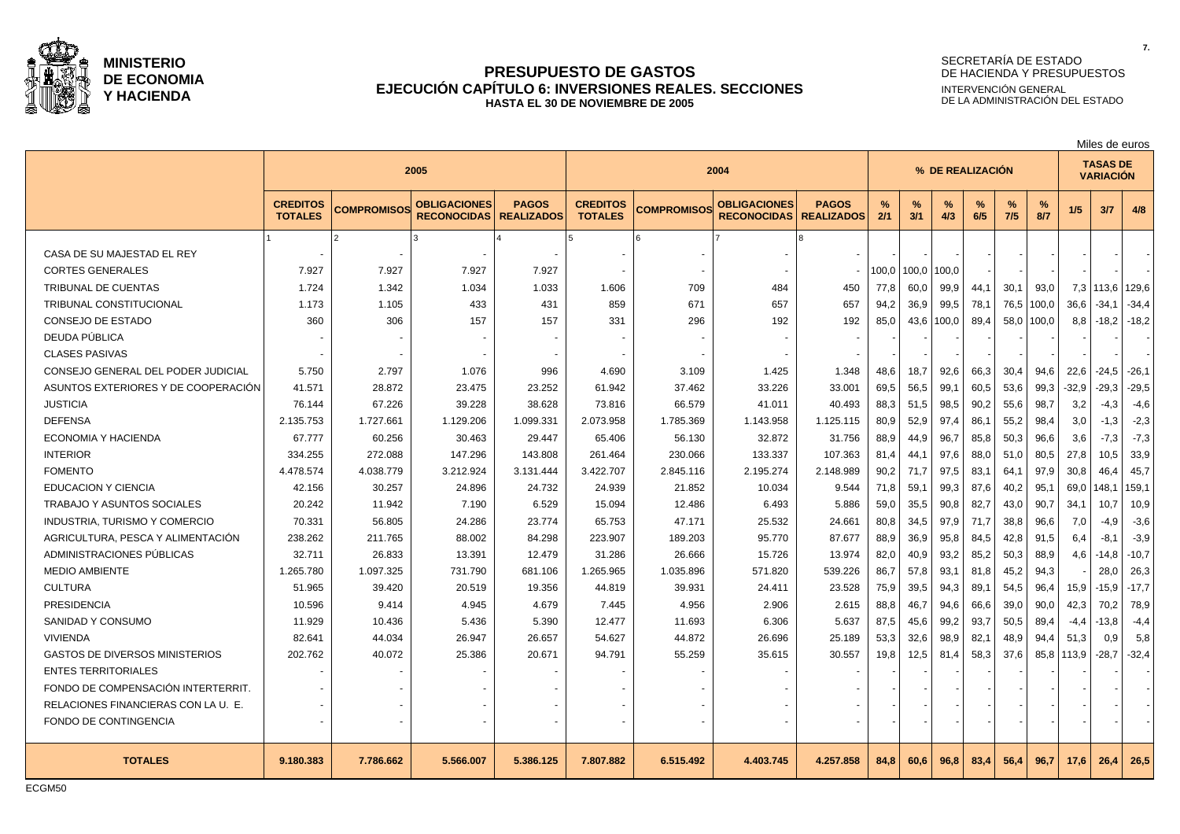**MINISTERIO DE ECONOMIA Y HACIENDA**

# PRESUPUESTO DE GASTOS
## EJECUCIÓN CAPÍTULO 6: INVERSIONES REALES. SECCIONES
### HASTA EL 30 DE NOVIEMBRE DE 2005

SECRETARÍA DE ESTADO DE HACIENDA Y PRESUPUESTOS
INTERVENCIÓN GENERAL DE LA ADMINISTRACIÓN DEL ESTADO

Miles de euros

| | 2005 | | | | 2004 | | | | % DE REALIZACIÓN | | | | | | TASAS DE VARIACIÓN | | |
|---|---|---|---|---|---|---|---|---|---|---|---|---|---|---|---|---|---|
| | CREDITOS TOTALES | COMPROMISOS | OBLIGACIONES RECONOCIDAS | PAGOS REALIZADOS | CREDITOS TOTALES | COMPROMISOS | OBLIGACIONES RECONOCIDAS | PAGOS REALIZADOS | % 2/1 | % 3/1 | % 4/3 | % 6/5 | % 7/5 | % 8/7 | 1/5 | 3/7 | 4/8 |
| | 1 | 2 | 3 | 4 | 5 | 6 | 7 | 8 | | | | | | | | | |
| CASA DE SU MAJESTAD EL REY | - | - | - | - | - | - | - | - | - | - | - | - | - | - | - | - | - |
| CORTES GENERALES | 7.927 | 7.927 | 7.927 | 7.927 | - | - | - | - | 100,0 | 100,0 | 100,0 | - | - | - | - | - | - |
| TRIBUNAL DE CUENTAS | 1.724 | 1.342 | 1.034 | 1.033 | 1.606 | 709 | 484 | 450 | 77,8 | 60,0 | 99,9 | 44,1 | 30,1 | 93,0 | 7,3 | 113,6 | 129,6 |
| TRIBUNAL CONSTITUCIONAL | 1.173 | 1.105 | 433 | 431 | 859 | 671 | 657 | 657 | 94,2 | 36,9 | 99,5 | 78,1 | 76,5 | 100,0 | 36,6 | -34,1 | -34,4 |
| CONSEJO DE ESTADO | 360 | 306 | 157 | 157 | 331 | 296 | 192 | 192 | 85,0 | 43,6 | 100,0 | 89,4 | 58,0 | 100,0 | 8,8 | -18,2 | -18,2 |
| DEUDA PÚBLICA | - | - | - | - | - | - | - | - | - | - | - | - | - | - | - | - | - |
| CLASES PASIVAS | - | - | - | - | - | - | - | - | - | - | - | - | - | - | - | - | - |
| CONSEJO GENERAL DEL PODER JUDICIAL | 5.750 | 2.797 | 1.076 | 996 | 4.690 | 3.109 | 1.425 | 1.348 | 48,6 | 18,7 | 92,6 | 66,3 | 30,4 | 94,6 | 22,6 | -24,5 | -26,1 |
| ASUNTOS EXTERIORES Y DE COOPERACIÓN | 41.571 | 28.872 | 23.475 | 23.252 | 61.942 | 37.462 | 33.226 | 33.001 | 69,5 | 56,5 | 99,1 | 60,5 | 53,6 | 99,3 | -32,9 | -29,3 | -29,5 |
| JUSTICIA | 76.144 | 67.226 | 39.228 | 38.628 | 73.816 | 66.579 | 41.011 | 40.493 | 88,3 | 51,5 | 98,5 | 90,2 | 55,6 | 98,7 | 3,2 | -4,3 | -4,6 |
| DEFENSA | 2.135.753 | 1.727.661 | 1.129.206 | 1.099.331 | 2.073.958 | 1.785.369 | 1.143.958 | 1.125.115 | 80,9 | 52,9 | 97,4 | 86,1 | 55,2 | 98,4 | 3,0 | -1,3 | -2,3 |
| ECONOMIA Y HACIENDA | 67.777 | 60.256 | 30.463 | 29.447 | 65.406 | 56.130 | 32.872 | 31.756 | 88,9 | 44,9 | 96,7 | 85,8 | 50,3 | 96,6 | 3,6 | -7,3 | -7,3 |
| INTERIOR | 334.255 | 272.088 | 147.296 | 143.808 | 261.464 | 230.066 | 133.337 | 107.363 | 81,4 | 44,1 | 97,6 | 88,0 | 51,0 | 80,5 | 27,8 | 10,5 | 33,9 |
| FOMENTO | 4.478.574 | 4.038.779 | 3.212.924 | 3.131.444 | 3.422.707 | 2.845.116 | 2.195.274 | 2.148.989 | 90,2 | 71,7 | 97,5 | 83,1 | 64,1 | 97,9 | 30,8 | 46,4 | 45,7 |
| EDUCACION Y CIENCIA | 42.156 | 30.257 | 24.896 | 24.732 | 24.939 | 21.852 | 10.034 | 9.544 | 71,8 | 59,1 | 99,3 | 87,6 | 40,2 | 95,1 | 69,0 | 148,1 | 159,1 |
| TRABAJO Y ASUNTOS SOCIALES | 20.242 | 11.942 | 7.190 | 6.529 | 15.094 | 12.486 | 6.493 | 5.886 | 59,0 | 35,5 | 90,8 | 82,7 | 43,0 | 90,7 | 34,1 | 10,7 | 10,9 |
| INDUSTRIA, TURISMO Y COMERCIO | 70.331 | 56.805 | 24.286 | 23.774 | 65.753 | 47.171 | 25.532 | 24.661 | 80,8 | 34,5 | 97,9 | 71,7 | 38,8 | 96,6 | 7,0 | -4,9 | -3,6 |
| AGRICULTURA, PESCA Y ALIMENTACIÓN | 238.262 | 211.765 | 88.002 | 84.298 | 223.907 | 189.203 | 95.770 | 87.677 | 88,9 | 36,9 | 95,8 | 84,5 | 42,8 | 91,5 | 6,4 | -8,1 | -3,9 |
| ADMINISTRACIONES PÚBLICAS | 32.711 | 26.833 | 13.391 | 12.479 | 31.286 | 26.666 | 15.726 | 13.974 | 82,0 | 40,9 | 93,2 | 85,2 | 50,3 | 88,9 | 4,6 | -14,8 | -10,7 |
| MEDIO AMBIENTE | 1.265.780 | 1.097.325 | 731.790 | 681.106 | 1.265.965 | 1.035.896 | 571.820 | 539.226 | 86,7 | 57,8 | 93,1 | 81,8 | 45,2 | 94,3 | - | 28,0 | 26,3 |
| CULTURA | 51.965 | 39.420 | 20.519 | 19.356 | 44.819 | 39.931 | 24.411 | 23.528 | 75,9 | 39,5 | 94,3 | 89,1 | 54,5 | 96,4 | 15,9 | -15,9 | -17,7 |
| PRESIDENCIA | 10.596 | 9.414 | 4.945 | 4.679 | 7.445 | 4.956 | 2.906 | 2.615 | 88,8 | 46,7 | 94,6 | 66,6 | 39,0 | 90,0 | 42,3 | 70,2 | 78,9 |
| SANIDAD Y CONSUMO | 11.929 | 10.436 | 5.436 | 5.390 | 12.477 | 11.693 | 6.306 | 5.637 | 87,5 | 45,6 | 99,2 | 93,7 | 50,5 | 89,4 | -4,4 | -13,8 | -4,4 |
| VIVIENDA | 82.641 | 44.034 | 26.947 | 26.657 | 54.627 | 44.872 | 26.696 | 25.189 | 53,3 | 32,6 | 98,9 | 82,1 | 48,9 | 94,4 | 51,3 | 0,9 | 5,8 |
| GASTOS DE DIVERSOS MINISTERIOS | 202.762 | 40.072 | 25.386 | 20.671 | 94.791 | 55.259 | 35.615 | 30.557 | 19,8 | 12,5 | 81,4 | 58,3 | 37,6 | 85,8 | 113,9 | -28,7 | -32,4 |
| ENTES TERRITORIALES | - | - | - | - | - | - | - | - | - | - | - | - | - | - | - | - | - |
| FONDO DE COMPENSACIÓN INTERTERRIT. | - | - | - | - | - | - | - | - | - | - | - | - | - | - | - | - | - |
| RELACIONES FINANCIERAS CON LA U. E. | - | - | - | - | - | - | - | - | - | - | - | - | - | - | - | - | - |
| FONDO DE CONTINGENCIA | - | - | - | - | - | - | - | - | - | - | - | - | - | - | - | - | - |
| **TOTALES** | **9.180.383** | **7.786.662** | **5.566.007** | **5.386.125** | **7.807.882** | **6.515.492** | **4.403.745** | **4.257.858** | **84,8** | **60,6** | **96,8** | **83,4** | **56,4** | **96,7** | **17,6** | **26,4** | **26,5** |

ECGM50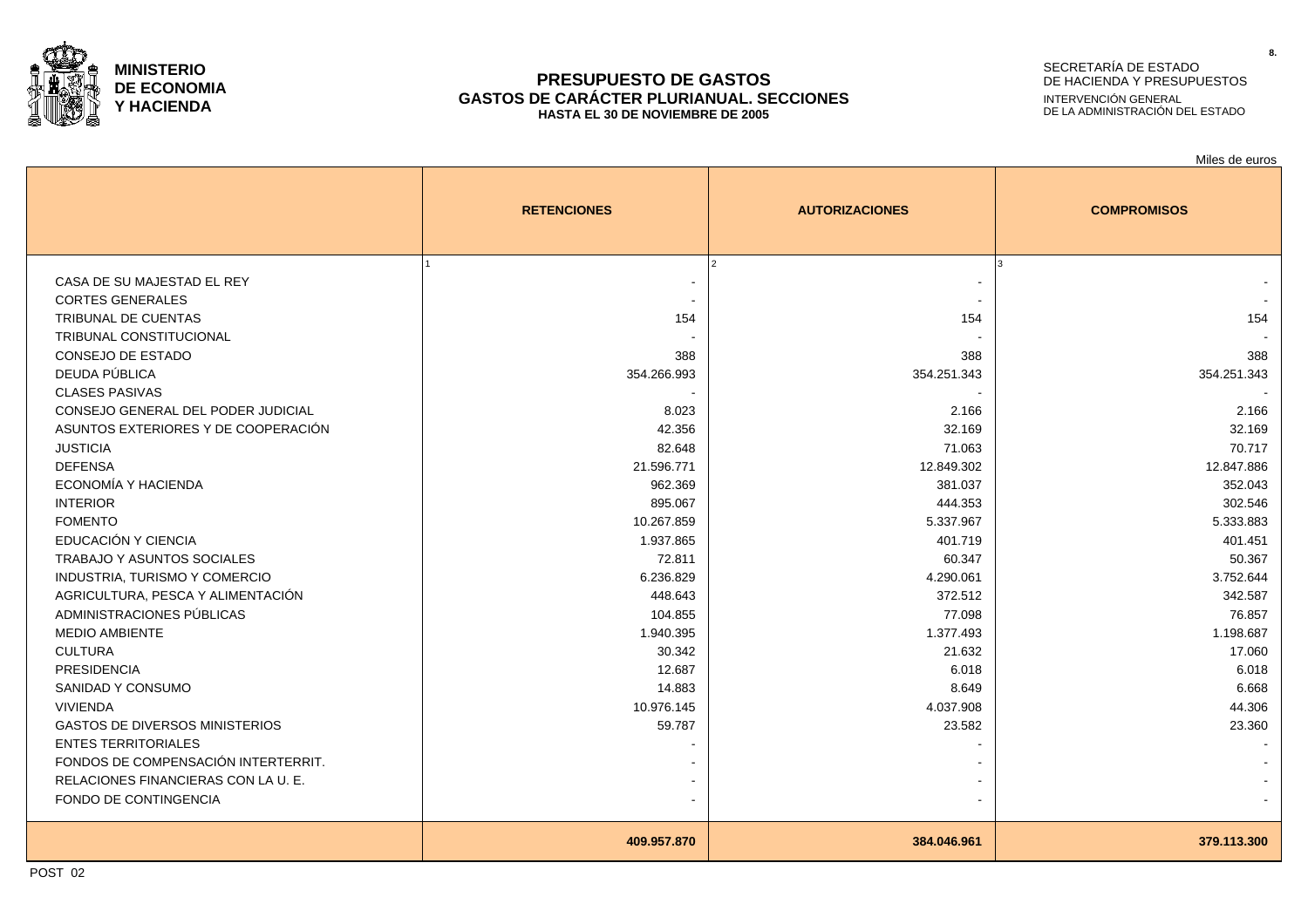**MINISTERIO DE ECONOMIA Y HACIENDA**

# PRESUPUESTO DE GASTOS
## GASTOS DE CARÁCTER PLURIANUAL. SECCIONES
**HASTA EL 30 DE NOVIEMBRE DE 2005**

SECRETARÍA DE ESTADO DE HACIENDA Y PRESUPUESTOS
INTERVENCIÓN GENERAL DE LA ADMINISTRACIÓN DEL ESTADO

Miles de euros

| | RETENCIONES | AUTORIZACIONES | COMPROMISOS |
|---|---|---|---|
| | 1 | 2 | 3 |
| CASA DE SU MAJESTAD EL REY | - | - | - |
| CORTES GENERALES | - | - | - |
| TRIBUNAL DE CUENTAS | 154 | 154 | 154 |
| TRIBUNAL CONSTITUCIONAL | - | - | - |
| CONSEJO DE ESTADO | 388 | 388 | 388 |
| DEUDA PÚBLICA | 354.266.993 | 354.251.343 | 354.251.343 |
| CLASES PASIVAS | - | - | - |
| CONSEJO GENERAL DEL PODER JUDICIAL | 8.023 | 2.166 | 2.166 |
| ASUNTOS EXTERIORES Y DE COOPERACIÓN | 42.356 | 32.169 | 32.169 |
| JUSTICIA | 82.648 | 71.063 | 70.717 |
| DEFENSA | 21.596.771 | 12.849.302 | 12.847.886 |
| ECONOMÍA Y HACIENDA | 962.369 | 381.037 | 352.043 |
| INTERIOR | 895.067 | 444.353 | 302.546 |
| FOMENTO | 10.267.859 | 5.337.967 | 5.333.883 |
| EDUCACIÓN Y CIENCIA | 1.937.865 | 401.719 | 401.451 |
| TRABAJO Y ASUNTOS SOCIALES | 72.811 | 60.347 | 50.367 |
| INDUSTRIA, TURISMO Y COMERCIO | 6.236.829 | 4.290.061 | 3.752.644 |
| AGRICULTURA, PESCA Y ALIMENTACIÓN | 448.643 | 372.512 | 342.587 |
| ADMINISTRACIONES PÚBLICAS | 104.855 | 77.098 | 76.857 |
| MEDIO AMBIENTE | 1.940.395 | 1.377.493 | 1.198.687 |
| CULTURA | 30.342 | 21.632 | 17.060 |
| PRESIDENCIA | 12.687 | 6.018 | 6.018 |
| SANIDAD Y CONSUMO | 14.883 | 8.649 | 6.668 |
| VIVIENDA | 10.976.145 | 4.037.908 | 44.306 |
| GASTOS DE DIVERSOS MINISTERIOS | 59.787 | 23.582 | 23.360 |
| ENTES TERRITORIALES | - | - | - |
| FONDOS DE COMPENSACIÓN INTERTERRIT. | - | - | - |
| RELACIONES FINANCIERAS CON LA U. E. | - | - | - |
| FONDO DE CONTINGENCIA | - | - | - |
| | **409.957.870** | **384.046.961** | **379.113.300** |

POST 02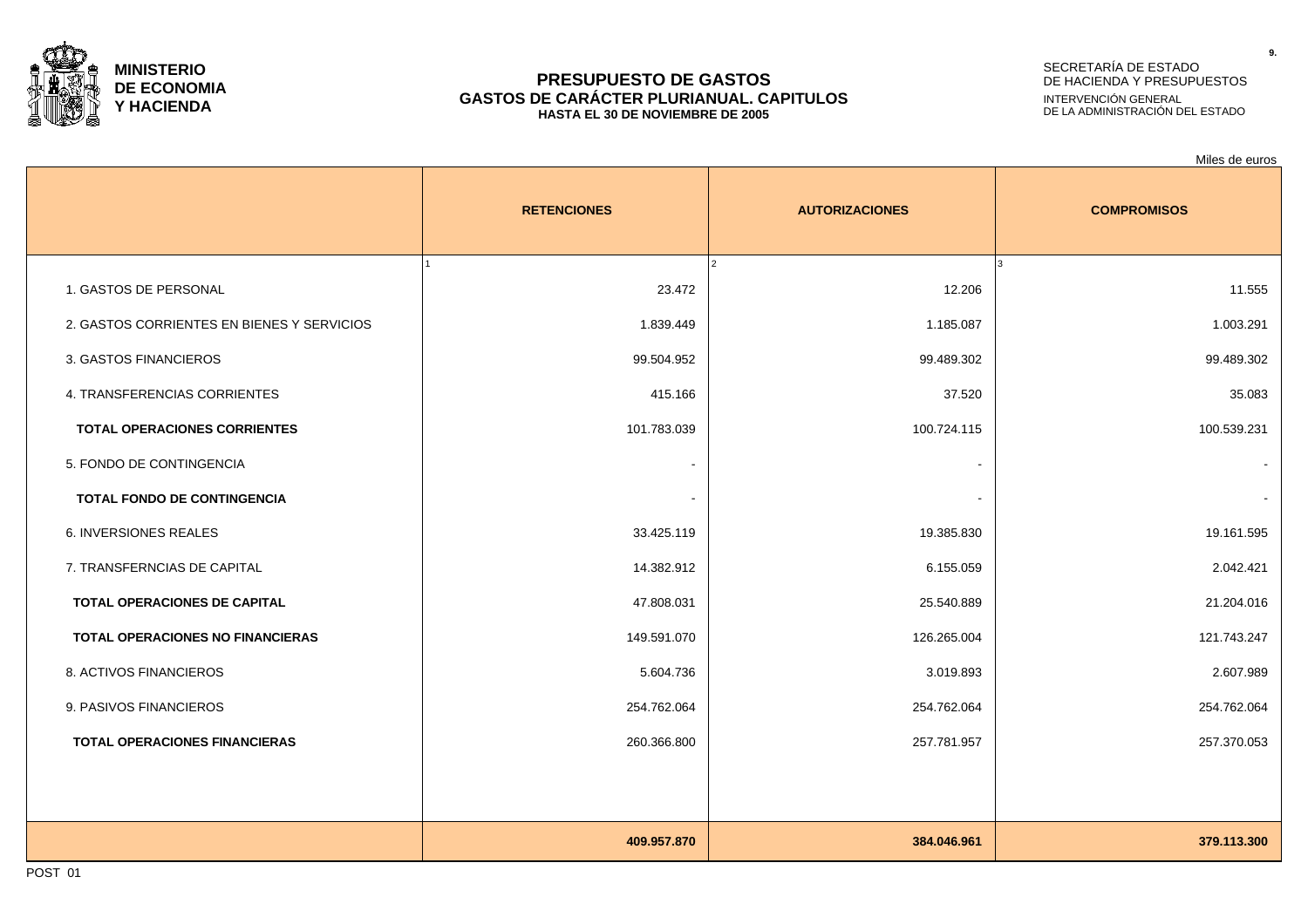**MINISTERIO DE ECONOMIA Y HACIENDA**

# PRESUPUESTO DE GASTOS
## GASTOS DE CARÁCTER PLURIANUAL. CAPITULOS
### HASTA EL 30 DE NOVIEMBRE DE 2005

SECRETARÍA DE ESTADO DE HACIENDA Y PRESUPUESTOS
INTERVENCIÓN GENERAL DE LA ADMINISTRACIÓN DEL ESTADO

Miles de euros

| | RETENCIONES | AUTORIZACIONES | COMPROMISOS |
|---|---|---|---|
| | 1 | 2 | 3 |
| 1. GASTOS DE PERSONAL | 23.472 | 12.206 | 11.555 |
| 2. GASTOS CORRIENTES EN BIENES Y SERVICIOS | 1.839.449 | 1.185.087 | 1.003.291 |
| 3. GASTOS FINANCIEROS | 99.504.952 | 99.489.302 | 99.489.302 |
| 4. TRANSFERENCIAS CORRIENTES | 415.166 | 37.520 | 35.083 |
| **TOTAL OPERACIONES CORRIENTES** | 101.783.039 | 100.724.115 | 100.539.231 |
| 5. FONDO DE CONTINGENCIA | - | - | - |
| **TOTAL FONDO DE CONTINGENCIA** | - | - | - |
| 6. INVERSIONES REALES | 33.425.119 | 19.385.830 | 19.161.595 |
| 7. TRANSFERNCIAS DE CAPITAL | 14.382.912 | 6.155.059 | 2.042.421 |
| **TOTAL OPERACIONES DE CAPITAL** | 47.808.031 | 25.540.889 | 21.204.016 |
| **TOTAL OPERACIONES NO FINANCIERAS** | 149.591.070 | 126.265.004 | 121.743.247 |
| 8. ACTIVOS FINANCIEROS | 5.604.736 | 3.019.893 | 2.607.989 |
| 9. PASIVOS FINANCIEROS | 254.762.064 | 254.762.064 | 254.762.064 |
| **TOTAL OPERACIONES FINANCIERAS** | 260.366.800 | 257.781.957 | 257.370.053 |
| | **409.957.870** | **384.046.961** | **379.113.300** |

POST 01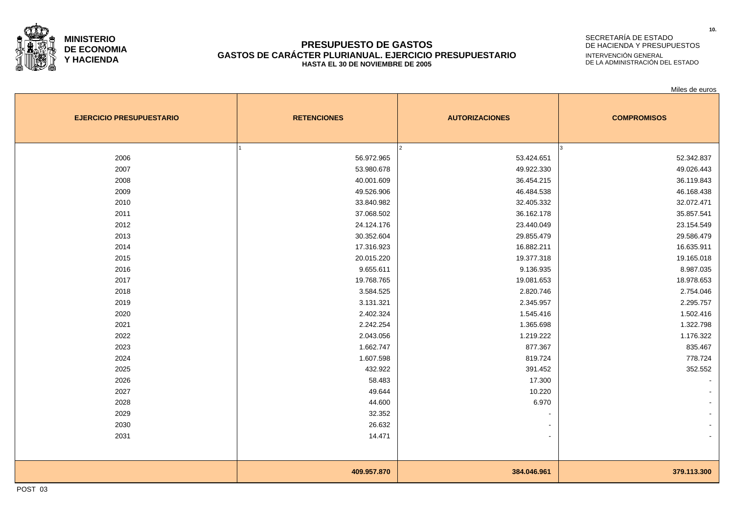**MINISTERIO DE ECONOMIA Y HACIENDA**

SECRETARÍA DE ESTADO DE HACIENDA Y PRESUPUESTOS
INTERVENCIÓN GENERAL DE LA ADMINISTRACIÓN DEL ESTADO

# PRESUPUESTO DE GASTOS
## GASTOS DE CARÁCTER PLURIANUAL. EJERCICIO PRESUPUESTARIO
### HASTA EL 30 DE NOVIEMBRE DE 2005

Miles de euros

| EJERCICIO PRESUPUESTARIO | RETENCIONES | AUTORIZACIONES | COMPROMISOS |
|---|---|---|---|
| | 1 | 2 | 3 |
| 2006 | 56.972.965 | 53.424.651 | 52.342.837 |
| 2007 | 53.980.678 | 49.922.330 | 49.026.443 |
| 2008 | 40.001.609 | 36.454.215 | 36.119.843 |
| 2009 | 49.526.906 | 46.484.538 | 46.168.438 |
| 2010 | 33.840.982 | 32.405.332 | 32.072.471 |
| 2011 | 37.068.502 | 36.162.178 | 35.857.541 |
| 2012 | 24.124.176 | 23.440.049 | 23.154.549 |
| 2013 | 30.352.604 | 29.855.479 | 29.586.479 |
| 2014 | 17.316.923 | 16.882.211 | 16.635.911 |
| 2015 | 20.015.220 | 19.377.318 | 19.165.018 |
| 2016 | 9.655.611 | 9.136.935 | 8.987.035 |
| 2017 | 19.768.765 | 19.081.653 | 18.978.653 |
| 2018 | 3.584.525 | 2.820.746 | 2.754.046 |
| 2019 | 3.131.321 | 2.345.957 | 2.295.757 |
| 2020 | 2.402.324 | 1.545.416 | 1.502.416 |
| 2021 | 2.242.254 | 1.365.698 | 1.322.798 |
| 2022 | 2.043.056 | 1.219.222 | 1.176.322 |
| 2023 | 1.662.747 | 877.367 | 835.467 |
| 2024 | 1.607.598 | 819.724 | 778.724 |
| 2025 | 432.922 | 391.452 | 352.552 |
| 2026 | 58.483 | 17.300 | - |
| 2027 | 49.644 | 10.220 | - |
| 2028 | 44.600 | 6.970 | - |
| 2029 | 32.352 | - | - |
| 2030 | 26.632 | - | - |
| 2031 | 14.471 | - | - |
| | **409.957.870** | **384.046.961** | **379.113.300** |

POST 03